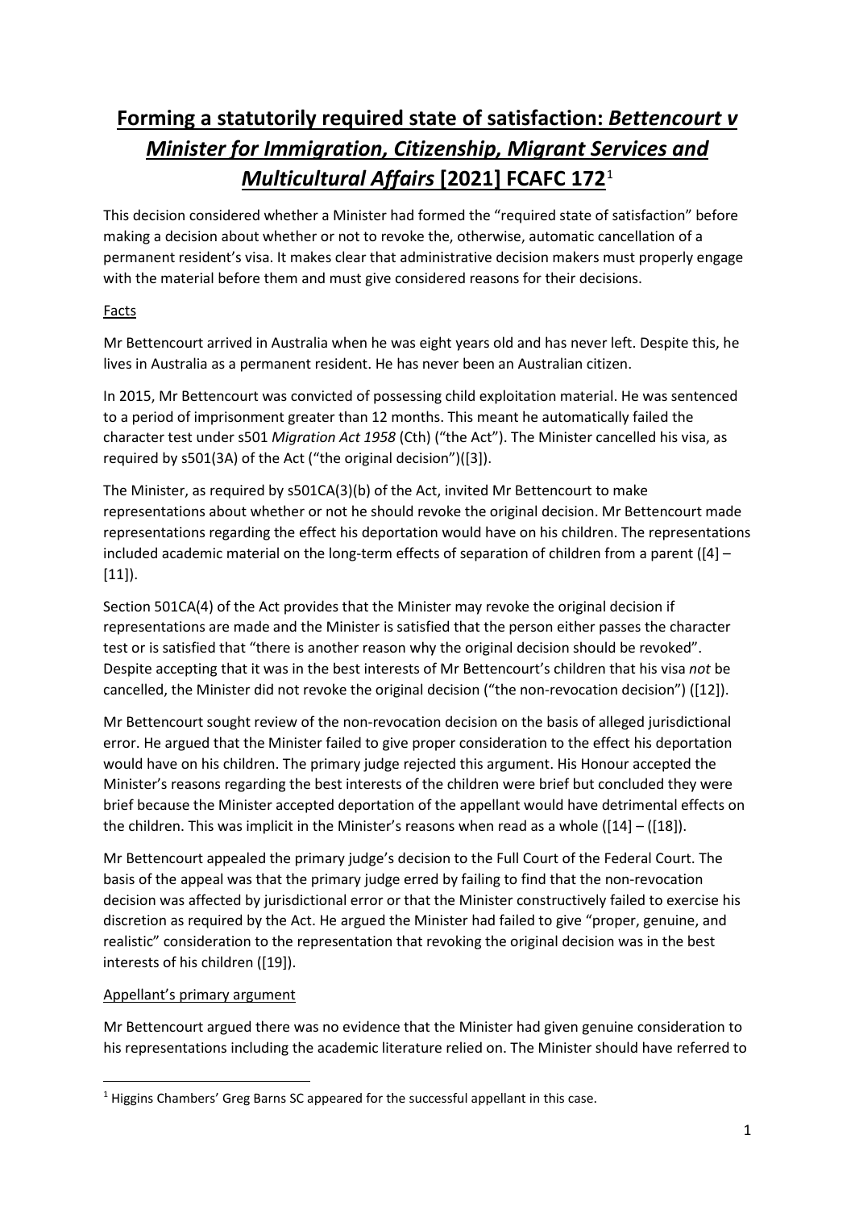# Forming a statutorily required state of satisfaction: *Bettencourt v Minister for Immigration, Citizenship, Migrant Services and Multicultural Affairs* [2021] FCAFC 172[1]

This decision considered whether a Minister had formed the "required state of satisfaction" before making a decision about whether or not to revoke the, otherwise, automatic cancellation of a permanent resident's visa. It makes clear that administrative decision makers must properly engage with the material before them and must give considered reasons for their decisions.

## Facts

Mr Bettencourt arrived in Australia when he was eight years old and has never left. Despite this, he lives in Australia as a permanent resident. He has never been an Australian citizen.

In 2015, Mr Bettencourt was convicted of possessing child exploitation material. He was sentenced to a period of imprisonment greater than 12 months. This meant he automatically failed the character test under s501 *Migration Act 1958* (Cth) ("the Act"). The Minister cancelled his visa, as required by s501(3A) of the Act ("the original decision")([3]).

The Minister, as required by s501CA(3)(b) of the Act, invited Mr Bettencourt to make representations about whether or not he should revoke the original decision. Mr Bettencourt made representations regarding the effect his deportation would have on his children. The representations included academic material on the long-term effects of separation of children from a parent ([4] – [11]).

Section 501CA(4) of the Act provides that the Minister may revoke the original decision if representations are made and the Minister is satisfied that the person either passes the character test or is satisfied that "there is another reason why the original decision should be revoked". Despite accepting that it was in the best interests of Mr Bettencourt's children that his visa *not* be cancelled, the Minister did not revoke the original decision ("the non-revocation decision") ([12]).

Mr Bettencourt sought review of the non-revocation decision on the basis of alleged jurisdictional error. He argued that the Minister failed to give proper consideration to the effect his deportation would have on his children. The primary judge rejected this argument. His Honour accepted the Minister's reasons regarding the best interests of the children were brief but concluded they were brief because the Minister accepted deportation of the appellant would have detrimental effects on the children. This was implicit in the Minister's reasons when read as a whole ([14] – ([18]).

Mr Bettencourt appealed the primary judge's decision to the Full Court of the Federal Court. The basis of the appeal was that the primary judge erred by failing to find that the non-revocation decision was affected by jurisdictional error or that the Minister constructively failed to exercise his discretion as required by the Act. He argued the Minister had failed to give "proper, genuine, and realistic" consideration to the representation that revoking the original decision was in the best interests of his children ([19]).

## Appellant's primary argument

Mr Bettencourt argued there was no evidence that the Minister had given genuine consideration to his representations including the academic literature relied on. The Minister should have referred to

---

[1] Higgins Chambers' Greg Barns SC appeared for the successful appellant in this case.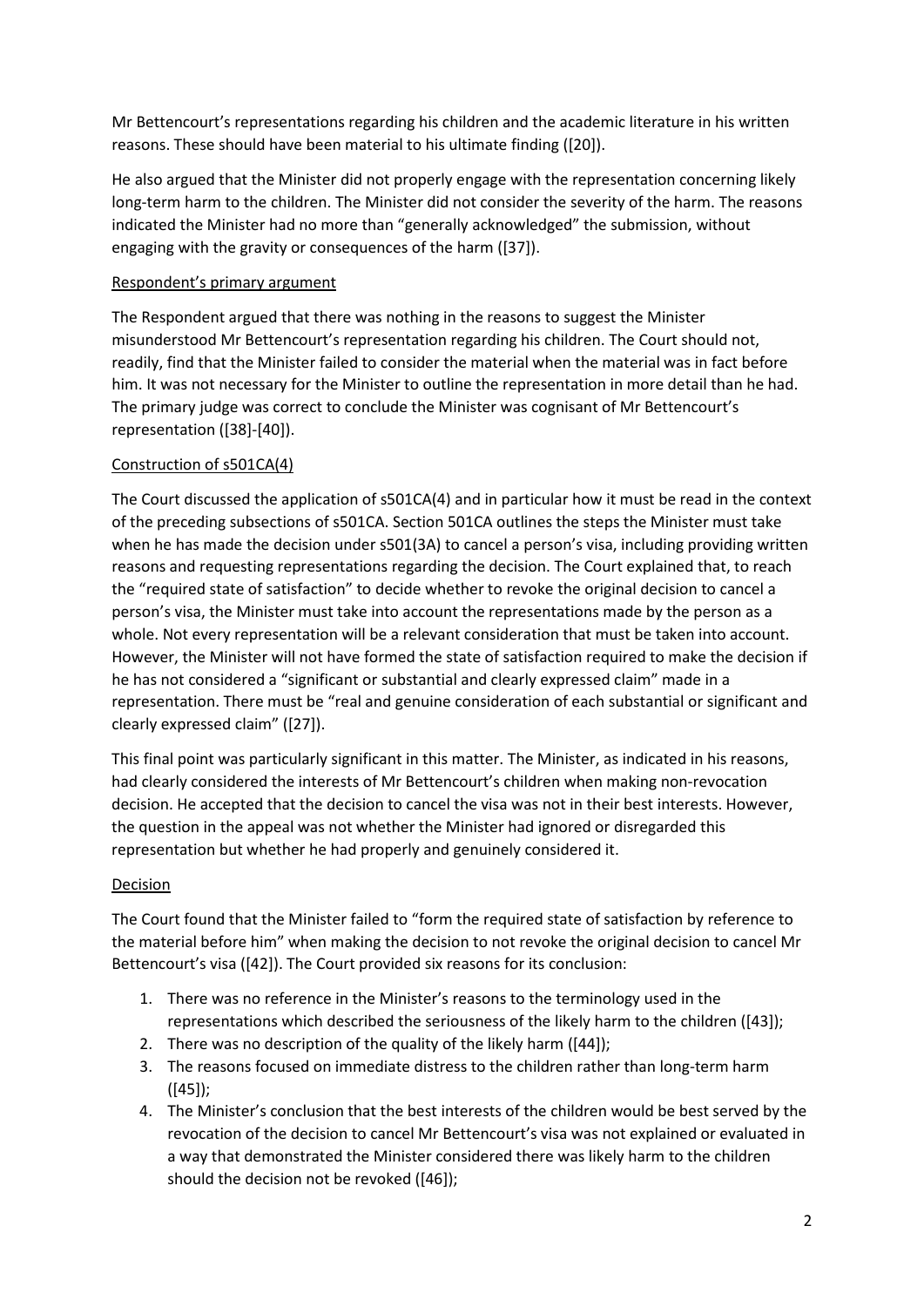Mr Bettencourt's representations regarding his children and the academic literature in his written reasons. These should have been material to his ultimate finding ([20]).

He also argued that the Minister did not properly engage with the representation concerning likely long-term harm to the children. The Minister did not consider the severity of the harm. The reasons indicated the Minister had no more than "generally acknowledged" the submission, without engaging with the gravity or consequences of the harm ([37]).

### Respondent's primary argument

The Respondent argued that there was nothing in the reasons to suggest the Minister misunderstood Mr Bettencourt's representation regarding his children. The Court should not, readily, find that the Minister failed to consider the material when the material was in fact before him. It was not necessary for the Minister to outline the representation in more detail than he had. The primary judge was correct to conclude the Minister was cognisant of Mr Bettencourt's representation ([38]-[40]).

### Construction of s501CA(4)

The Court discussed the application of s501CA(4) and in particular how it must be read in the context of the preceding subsections of s501CA. Section 501CA outlines the steps the Minister must take when he has made the decision under s501(3A) to cancel a person's visa, including providing written reasons and requesting representations regarding the decision. The Court explained that, to reach the "required state of satisfaction" to decide whether to revoke the original decision to cancel a person's visa, the Minister must take into account the representations made by the person as a whole. Not every representation will be a relevant consideration that must be taken into account. However, the Minister will not have formed the state of satisfaction required to make the decision if he has not considered a "significant or substantial and clearly expressed claim" made in a representation. There must be "real and genuine consideration of each substantial or significant and clearly expressed claim" ([27]).

This final point was particularly significant in this matter. The Minister, as indicated in his reasons, had clearly considered the interests of Mr Bettencourt's children when making non-revocation decision. He accepted that the decision to cancel the visa was not in their best interests. However, the question in the appeal was not whether the Minister had ignored or disregarded this representation but whether he had properly and genuinely considered it.

### Decision

The Court found that the Minister failed to "form the required state of satisfaction by reference to the material before him" when making the decision to not revoke the original decision to cancel Mr Bettencourt's visa ([42]). The Court provided six reasons for its conclusion:

1. There was no reference in the Minister's reasons to the terminology used in the representations which described the seriousness of the likely harm to the children ([43]);
2. There was no description of the quality of the likely harm ([44]);
3. The reasons focused on immediate distress to the children rather than long-term harm ([45]);
4. The Minister's conclusion that the best interests of the children would be best served by the revocation of the decision to cancel Mr Bettencourt's visa was not explained or evaluated in a way that demonstrated the Minister considered there was likely harm to the children should the decision not be revoked ([46]);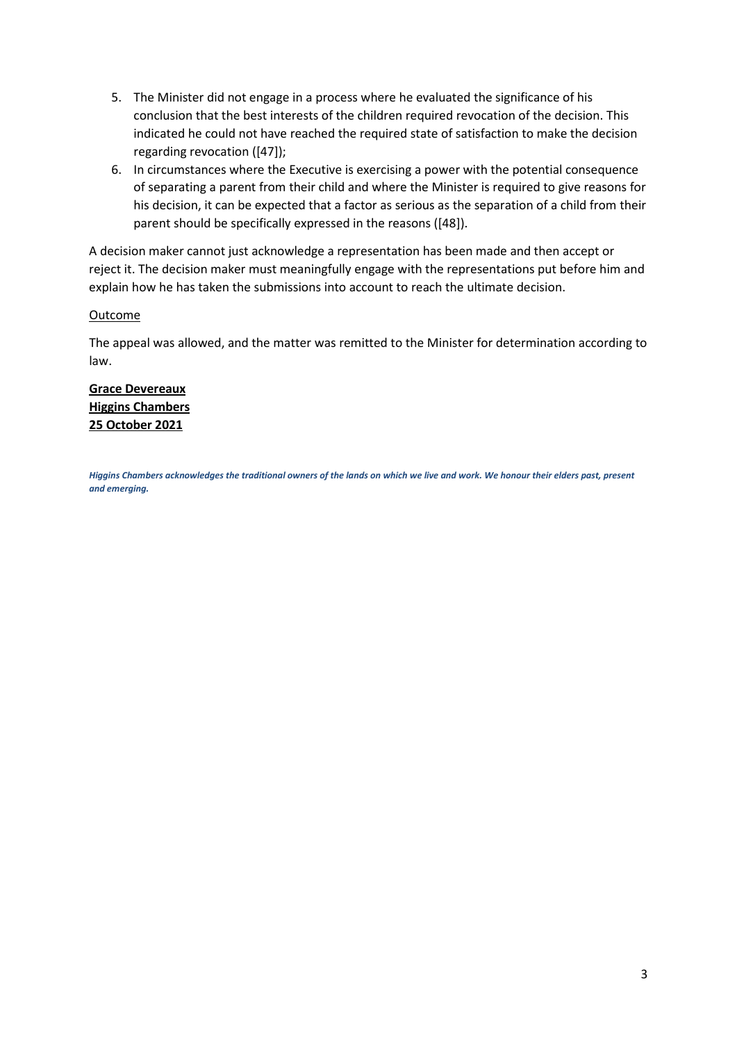5. The Minister did not engage in a process where he evaluated the significance of his conclusion that the best interests of the children required revocation of the decision. This indicated he could not have reached the required state of satisfaction to make the decision regarding revocation ([47]);
6. In circumstances where the Executive is exercising a power with the potential consequence of separating a parent from their child and where the Minister is required to give reasons for his decision, it can be expected that a factor as serious as the separation of a child from their parent should be specifically expressed in the reasons ([48]).

A decision maker cannot just acknowledge a representation has been made and then accept or reject it. The decision maker must meaningfully engage with the representations put before him and explain how he has taken the submissions into account to reach the ultimate decision.

Outcome

The appeal was allowed, and the matter was remitted to the Minister for determination according to law.

**Grace Devereaux**
**Higgins Chambers**
**25 October 2021**

***Higgins Chambers acknowledges the traditional owners of the lands on which we live and work. We honour their elders past, present and emerging.***